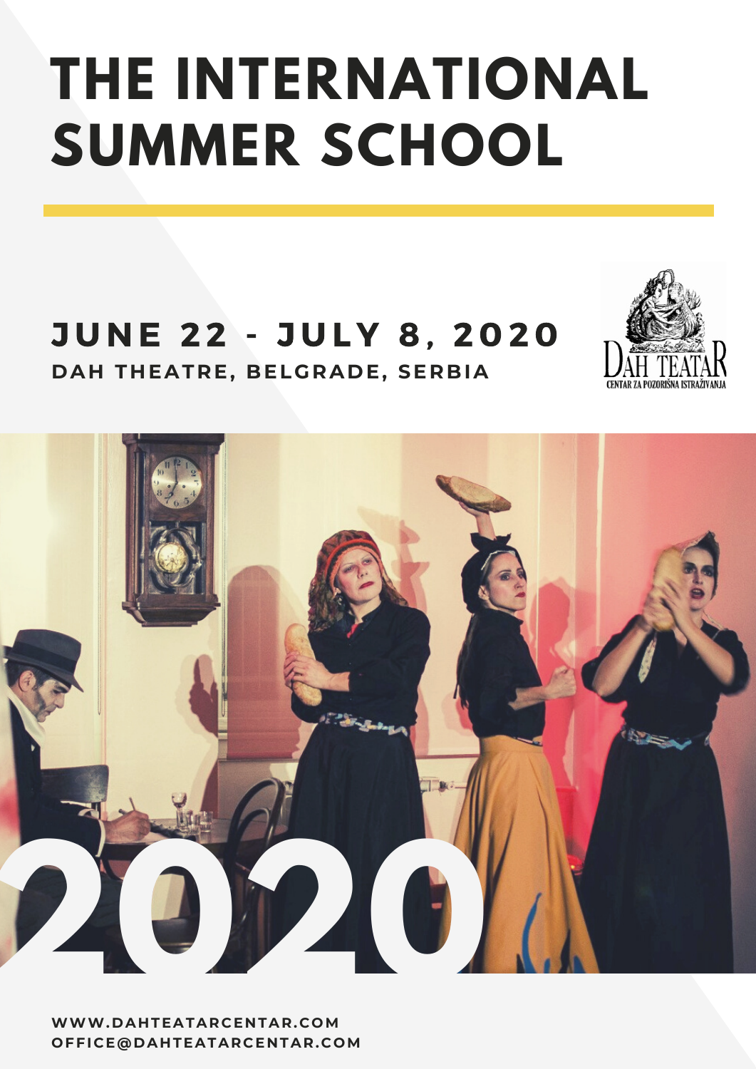# THE INTERNATIONAL SUMMER SCHOOL

## JUNE 22 - JULY 8, 2020

**DAH THEATRE, BELGRADE, SERBIA**

DAH TEATAR
CENTAR ZA POZORIŠNA ISTRAŽIVANJA

2020

**WWW.DAHTEATARCENTAR.COM**
**OFFICE@DAHTEATARCENTAR.COM**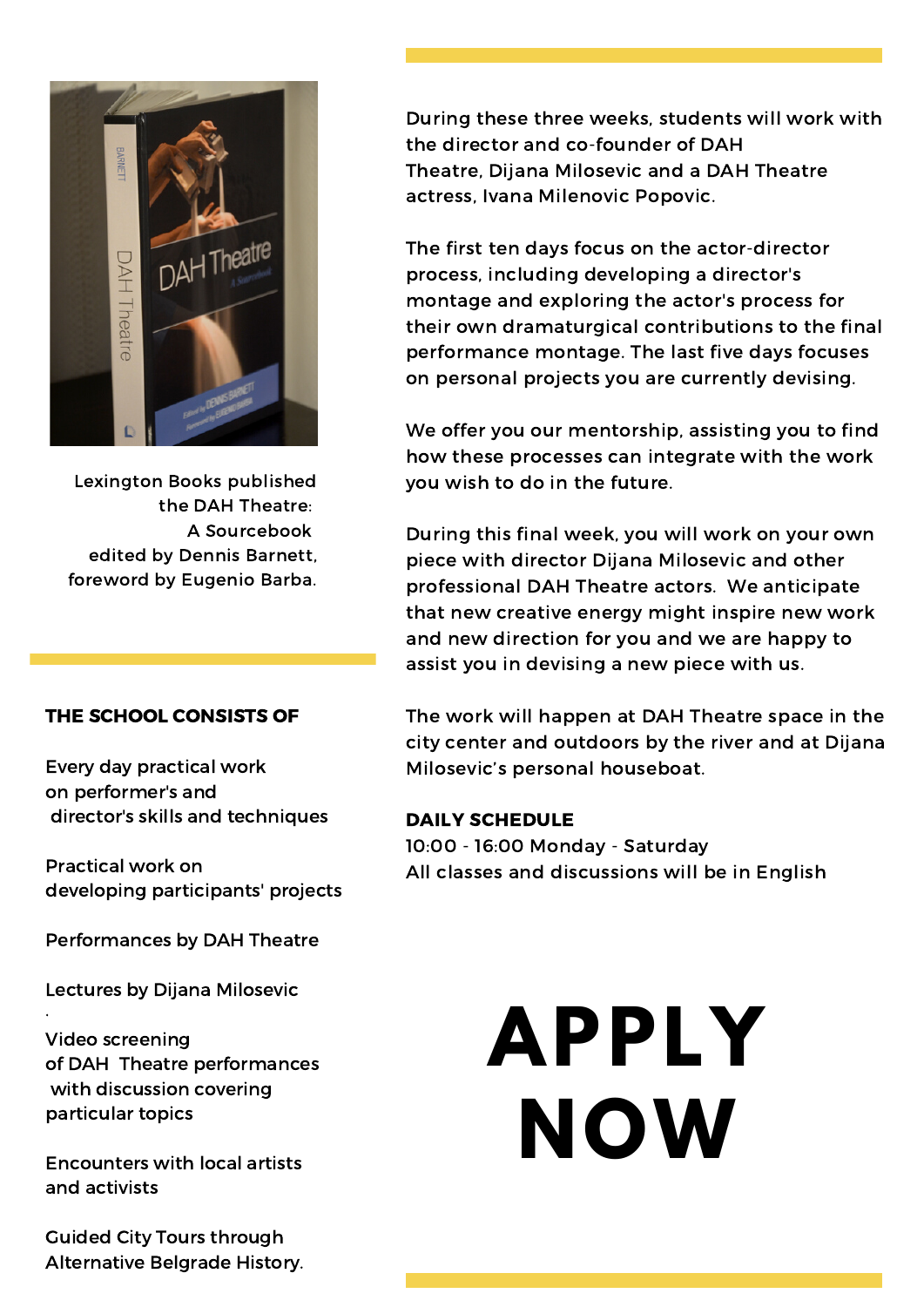Lexington Books published the DAH Theatre: A Sourcebook edited by Dennis Barnett, foreword by Eugenio Barba.

**THE SCHOOL CONSISTS OF**

Every day practical work on performer's and director's skills and techniques

Practical work on developing participants' projects

Performances by DAH Theatre

Lectures by Dijana Milosevic

Video screening of DAH Theatre performances with discussion covering particular topics

Encounters with local artists and activists

Guided City Tours through Alternative Belgrade History.

During these three weeks, students will work with the director and co-founder of DAH Theatre, Dijana Milosevic and a DAH Theatre actress, Ivana Milenovic Popovic.

The first ten days focus on the actor-director process, including developing a director's montage and exploring the actor's process for their own dramaturgical contributions to the final performance montage. The last five days focuses on personal projects you are currently devising.

We offer you our mentorship, assisting you to find how these processes can integrate with the work you wish to do in the future.

During this final week, you will work on your own piece with director Dijana Milosevic and other professional DAH Theatre actors. We anticipate that new creative energy might inspire new work and new direction for you and we are happy to assist you in devising a new piece with us.

The work will happen at DAH Theatre space in the city center and outdoors by the river and at Dijana Milosevic's personal houseboat.

**DAILY SCHEDULE**

10:00 - 16:00 Monday - Saturday
All classes and discussions will be in English

# APPLY NOW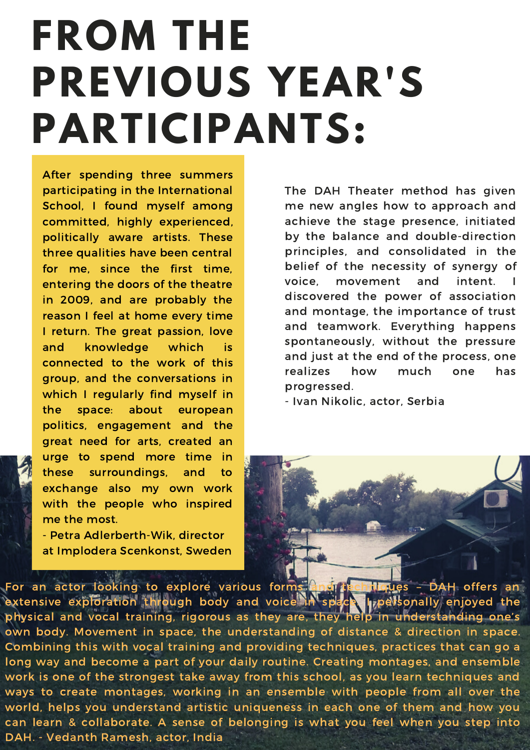# FROM THE PREVIOUS YEAR'S PARTICIPANTS:

After spending three summers participating in the International School, I found myself among committed, highly experienced, politically aware artists. These three qualities have been central for me, since the first time, entering the doors of the theatre in 2009, and are probably the reason I feel at home every time I return. The great passion, love and knowledge which is connected to the work of this group, and the conversations in which I regularly find myself in the space: about european politics, engagement and the great need for arts, created an urge to spend more time in these surroundings, and to exchange also my own work with the people who inspired me the most.

- Petra Adlerberth-Wik, director at Implodera Scenkonst, Sweden

The DAH Theater method has given me new angles how to approach and achieve the stage presence, initiated by the balance and double-direction principles, and consolidated in the belief of the necessity of synergy of voice, movement and intent. I discovered the power of association and montage, the importance of trust and teamwork. Everything happens spontaneously, without the pressure and just at the end of the process, one realizes how much one has progressed.

- Ivan Nikolic, actor, Serbia

For an actor looking to explore various forms and techniques – DAH offers an extensive exploration through body and voice in space. I personally enjoyed the physical and vocal training, rigorous as they are, they help in understanding one's own body. Movement in space, the understanding of distance & direction in space. Combining this with vocal training and providing techniques, practices that can go a long way and become a part of your daily routine. Creating montages, and ensemble work is one of the strongest take away from this school, as you learn techniques and ways to create montages, working in an ensemble with people from all over the world, helps you understand artistic uniqueness in each one of them and how you can learn & collaborate. A sense of belonging is what you feel when you step into DAH. - Vedanth Ramesh, actor, India